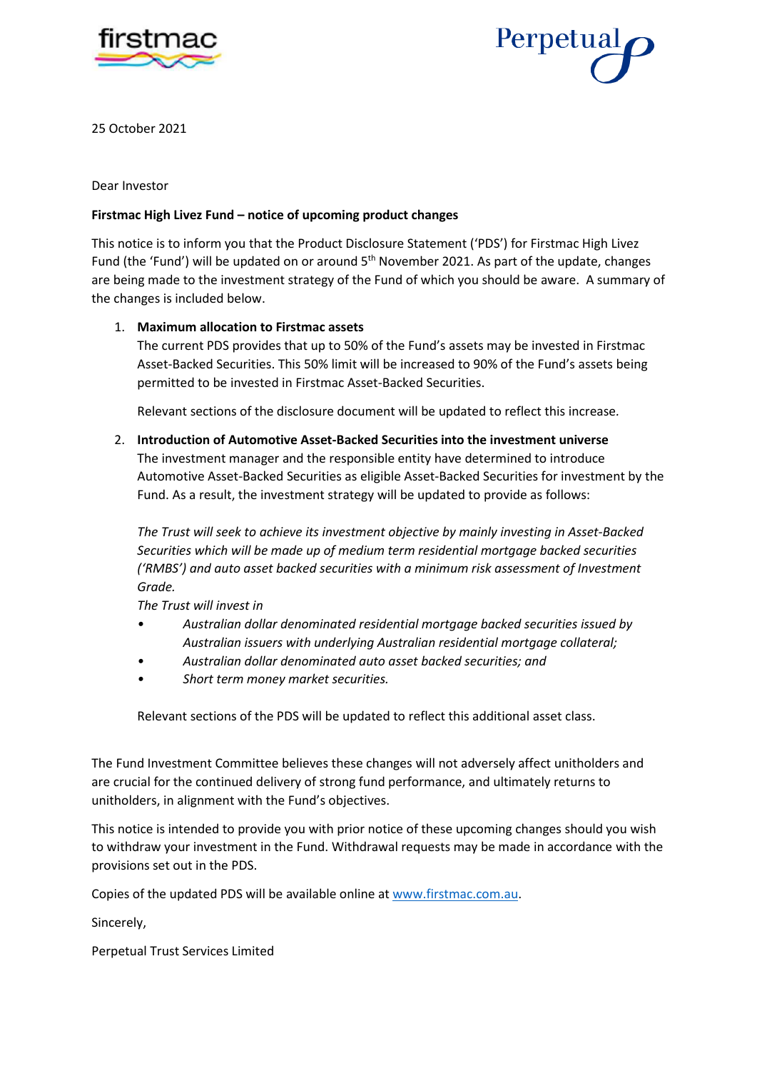25 October 2021

Dear Investor

**Firstmac High Livez Fund – notice of upcoming product changes**

This notice is to inform you that the Product Disclosure Statement ('PDS') for Firstmac High Livez Fund (the 'Fund') will be updated on or around 5th November 2021. As part of the update, changes are being made to the investment strategy of the Fund of which you should be aware. A summary of the changes is included below.

1. **Maximum allocation to Firstmac assets**
   The current PDS provides that up to 50% of the Fund's assets may be invested in Firstmac Asset-Backed Securities. This 50% limit will be increased to 90% of the Fund's assets being permitted to be invested in Firstmac Asset-Backed Securities.

   Relevant sections of the disclosure document will be updated to reflect this increase.

2. **Introduction of Automotive Asset-Backed Securities into the investment universe**
   The investment manager and the responsible entity have determined to introduce Automotive Asset-Backed Securities as eligible Asset-Backed Securities for investment by the Fund. As a result, the investment strategy will be updated to provide as follows:

   *The Trust will seek to achieve its investment objective by mainly investing in Asset-Backed Securities which will be made up of medium term residential mortgage backed securities ('RMBS') and auto asset backed securities with a minimum risk assessment of Investment Grade.*
   *The Trust will invest in*
   - *Australian dollar denominated residential mortgage backed securities issued by Australian issuers with underlying Australian residential mortgage collateral;*
   - *Australian dollar denominated auto asset backed securities; and*
   - *Short term money market securities.*

   Relevant sections of the PDS will be updated to reflect this additional asset class.

The Fund Investment Committee believes these changes will not adversely affect unitholders and are crucial for the continued delivery of strong fund performance, and ultimately returns to unitholders, in alignment with the Fund's objectives.

This notice is intended to provide you with prior notice of these upcoming changes should you wish to withdraw your investment in the Fund. Withdrawal requests may be made in accordance with the provisions set out in the PDS.

Copies of the updated PDS will be available online at www.firstmac.com.au.

Sincerely,

Perpetual Trust Services Limited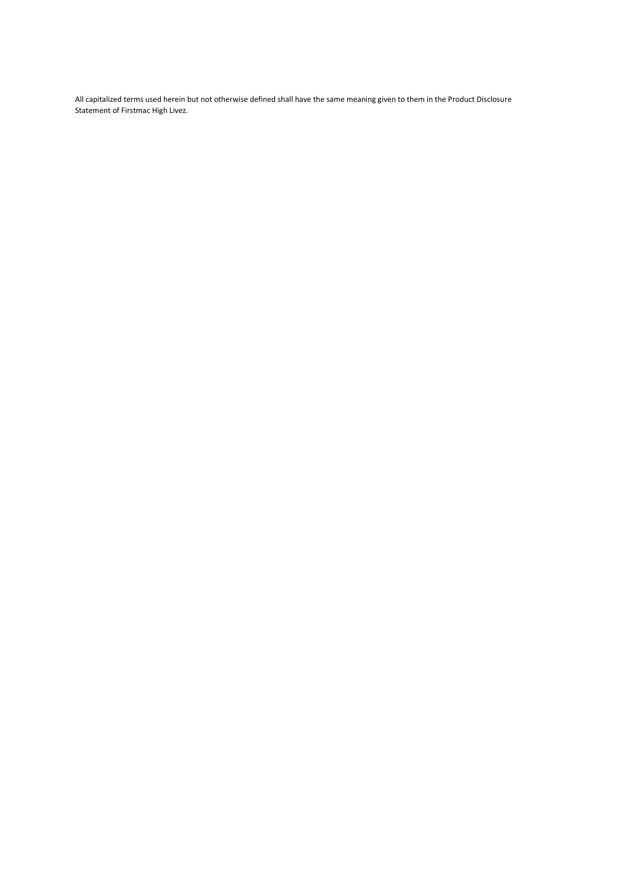All capitalized terms used herein but not otherwise defined shall have the same meaning given to them in the Product Disclosure Statement of Firstmac High Livez.